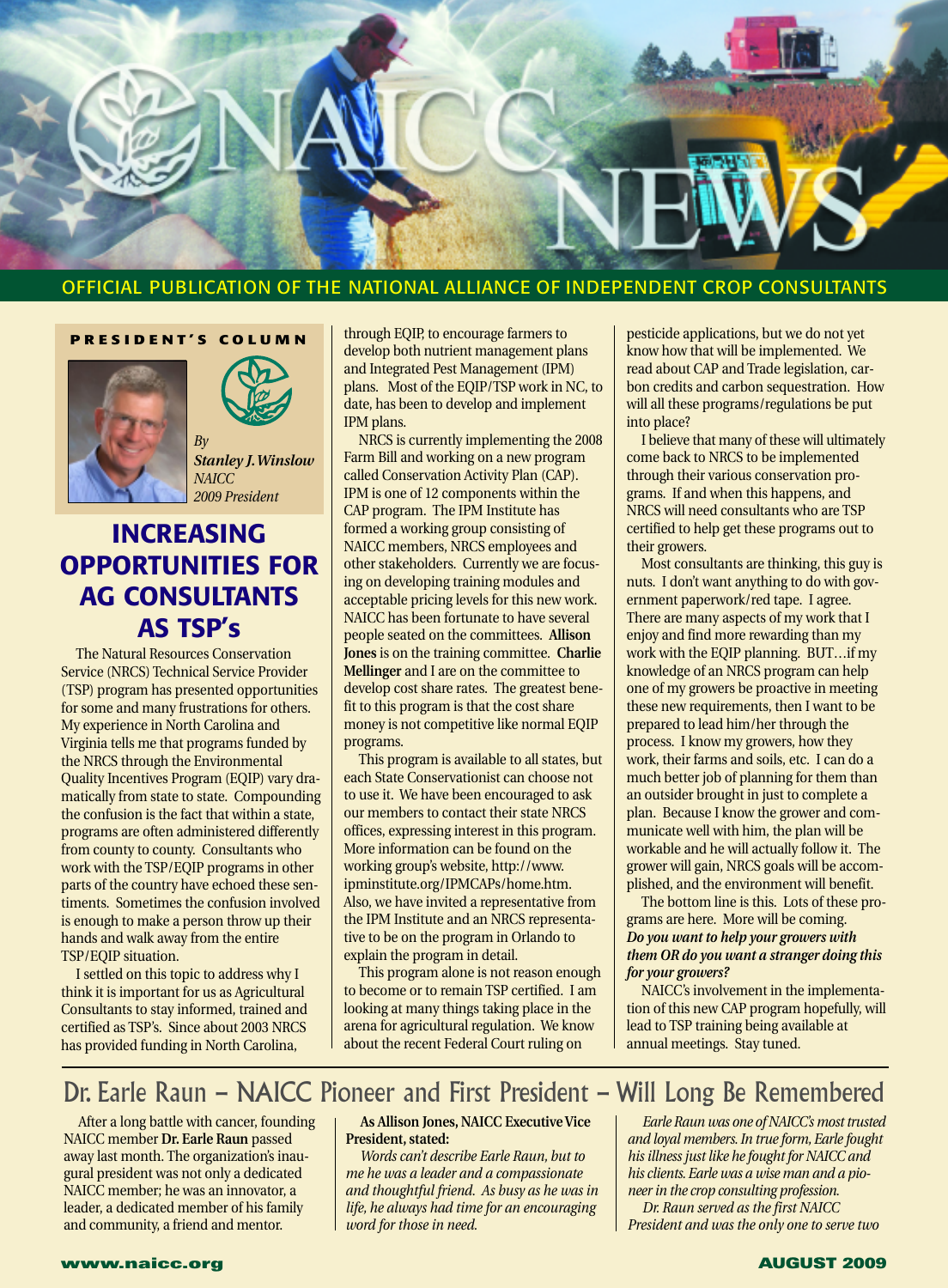# NAICC NEWS

OFFICIAL PUBLICATION OF THE NATIONAL ALLIANCE OF INDEPENDENT CROP CONSULTANTS

**PRESIDENT'S COLUMN**

*By*
***Stanley J. Winslow***
*NAICC*
*2009 President*

## INCREASING OPPORTUNITIES FOR AG CONSULTANTS AS TSP's

The Natural Resources Conservation Service (NRCS) Technical Service Provider (TSP) program has presented opportunities for some and many frustrations for others. My experience in North Carolina and Virginia tells me that programs funded by the NRCS through the Environmental Quality Incentives Program (EQIP) vary dramatically from state to state. Compounding the confusion is the fact that within a state, programs are often administered differently from county to county. Consultants who work with the TSP/EQIP programs in other parts of the country have echoed these sentiments. Sometimes the confusion involved is enough to make a person throw up their hands and walk away from the entire TSP/EQIP situation.

I settled on this topic to address why I think it is important for us as Agricultural Consultants to stay informed, trained and certified as TSP's. Since about 2003 NRCS has provided funding in North Carolina, through EQIP, to encourage farmers to develop both nutrient management plans and Integrated Pest Management (IPM) plans. Most of the EQIP/TSP work in NC, to date, has been to develop and implement IPM plans.

NRCS is currently implementing the 2008 Farm Bill and working on a new program called Conservation Activity Plan (CAP). IPM is one of 12 components within the CAP program. The IPM Institute has formed a working group consisting of NAICC members, NRCS employees and other stakeholders. Currently we are focusing on developing training modules and acceptable pricing levels for this new work. NAICC has been fortunate to have several people seated on the committees. **Allison Jones** is on the training committee. **Charlie Mellinger** and I are on the committee to develop cost share rates. The greatest benefit to this program is that the cost share money is not competitive like normal EQIP programs.

This program is available to all states, but each State Conservationist can choose not to use it. We have been encouraged to ask our members to contact their state NRCS offices, expressing interest in this program. More information can be found on the working group's website, http://www.ipminstitute.org/IPMCAPs/home.htm. Also, we have invited a representative from the IPM Institute and an NRCS representative to be on the program in Orlando to explain the program in detail.

This program alone is not reason enough to become or to remain TSP certified. I am looking at many things taking place in the arena for agricultural regulation. We know about the recent Federal Court ruling on pesticide applications, but we do not yet know how that will be implemented. We read about CAP and Trade legislation, carbon credits and carbon sequestration. How will all these programs/regulations be put into place?

I believe that many of these will ultimately come back to NRCS to be implemented through their various conservation programs. If and when this happens, and NRCS will need consultants who are TSP certified to help get these programs out to their growers.

Most consultants are thinking, this guy is nuts. I don't want anything to do with government paperwork/red tape. I agree. There are many aspects of my work that I enjoy and find more rewarding than my work with the EQIP planning. BUT…if my knowledge of an NRCS program can help one of my growers be proactive in meeting these new requirements, then I want to be prepared to lead him/her through the process. I know my growers, how they work, their farms and soils, etc. I can do a much better job of planning for them than an outsider brought in just to complete a plan. Because I know the grower and communicate well with him, the plan will be workable and he will actually follow it. The grower will gain, NRCS goals will be accomplished, and the environment will benefit.

The bottom line is this. Lots of these programs are here. More will be coming. ***Do you want to help your growers with them OR do you want a stranger doing this for your growers?***

NAICC's involvement in the implementation of this new CAP program hopefully, will lead to TSP training being available at annual meetings. Stay tuned.

## Dr. Earle Raun – NAICC Pioneer and First President – Will Long Be Remembered

After a long battle with cancer, founding NAICC member **Dr. Earle Raun** passed away last month. The organization's inaugural president was not only a dedicated NAICC member; he was an innovator, a leader, a dedicated member of his family and community, a friend and mentor.

**As Allison Jones, NAICC Executive Vice President, stated:**

*Words can't describe Earle Raun, but to me he was a leader and a compassionate and thoughtful friend. As busy as he was in life, he always had time for an encouraging word for those in need.*

*Earle Raun was one of NAICC's most trusted and loyal members. In true form, Earle fought his illness just like he fought for NAICC and his clients. Earle was a wise man and a pioneer in the crop consulting profession.*

*Dr. Raun served as the first NAICC President and was the only one to serve two*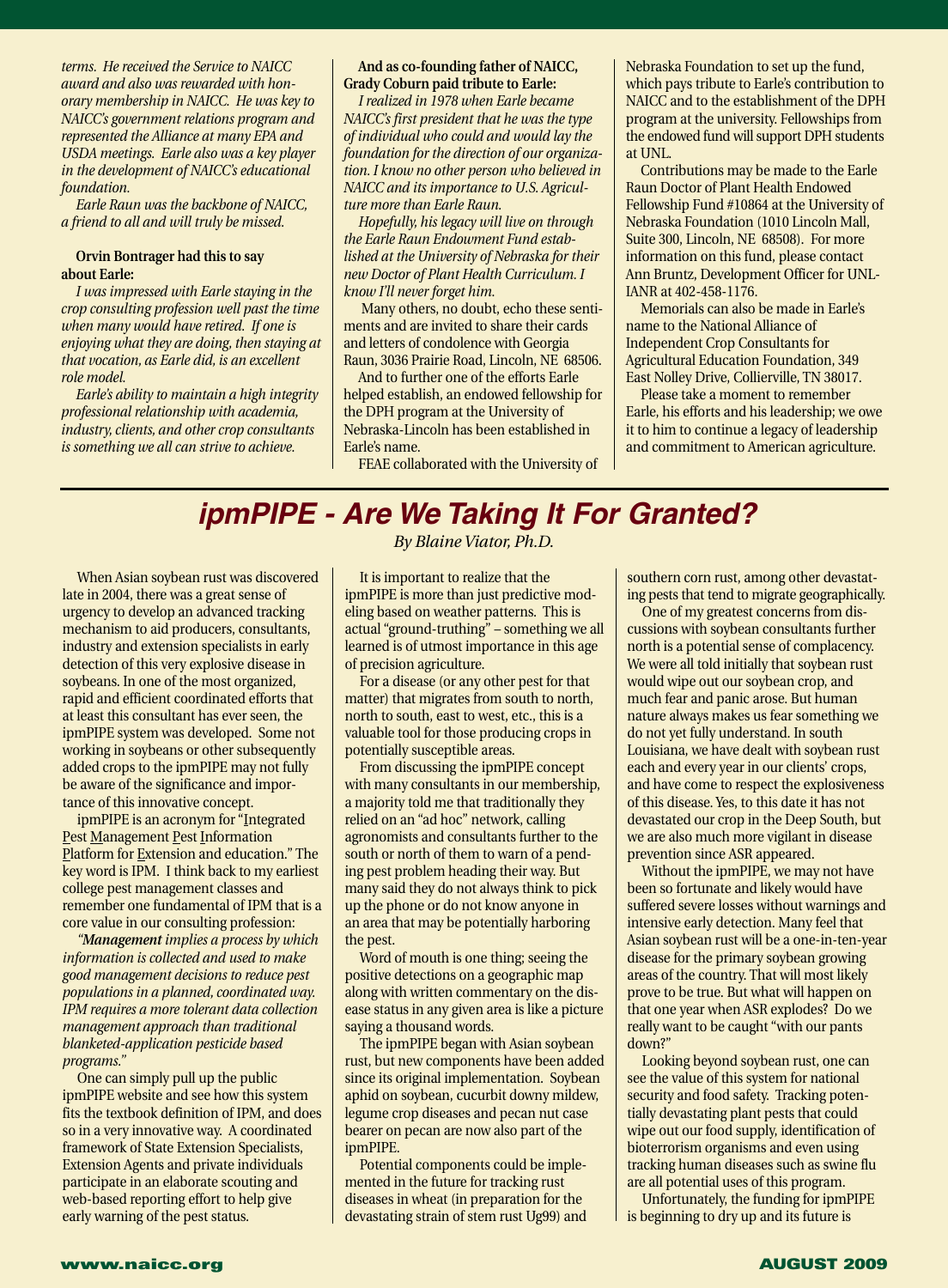*terms. He received the Service to NAICC award and also was rewarded with honorary membership in NAICC. He was key to NAICC's government relations program and represented the Alliance at many EPA and USDA meetings. Earle also was a key player in the development of NAICC's educational foundation.*

*Earle Raun was the backbone of NAICC, a friend to all and will truly be missed.*

**Orvin Bontrager had this to say about Earle:**

*I was impressed with Earle staying in the crop consulting profession well past the time when many would have retired. If one is enjoying what they are doing, then staying at that vocation, as Earle did, is an excellent role model.*

*Earle's ability to maintain a high integrity professional relationship with academia, industry, clients, and other crop consultants is something we all can strive to achieve.*

**And as co-founding father of NAICC, Grady Coburn paid tribute to Earle:**

*I realized in 1978 when Earle became NAICC's first president that he was the type of individual who could and would lay the foundation for the direction of our organization. I know no other person who believed in NAICC and its importance to U.S. Agriculture more than Earle Raun.*

*Hopefully, his legacy will live on through the Earle Raun Endowment Fund established at the University of Nebraska for their new Doctor of Plant Health Curriculum. I know I'll never forget him.*

Many others, no doubt, echo these sentiments and are invited to share their cards and letters of condolence with Georgia Raun, 3036 Prairie Road, Lincoln, NE 68506.

And to further one of the efforts Earle helped establish, an endowed fellowship for the DPH program at the University of Nebraska-Lincoln has been established in Earle's name.

FEAE collaborated with the University of Nebraska Foundation to set up the fund, which pays tribute to Earle's contribution to NAICC and to the establishment of the DPH program at the university. Fellowships from the endowed fund will support DPH students at UNL.

Contributions may be made to the Earle Raun Doctor of Plant Health Endowed Fellowship Fund #10864 at the University of Nebraska Foundation (1010 Lincoln Mall, Suite 300, Lincoln, NE 68508). For more information on this fund, please contact Ann Bruntz, Development Officer for UNL-IANR at 402-458-1176.

Memorials can also be made in Earle's name to the National Alliance of Independent Crop Consultants for Agricultural Education Foundation, 349 East Nolley Drive, Collierville, TN 38017.

Please take a moment to remember Earle, his efforts and his leadership; we owe it to him to continue a legacy of leadership and commitment to American agriculture.

# ipmPIPE - Are We Taking It For Granted?

*By Blaine Viator, Ph.D.*

When Asian soybean rust was discovered late in 2004, there was a great sense of urgency to develop an advanced tracking mechanism to aid producers, consultants, industry and extension specialists in early detection of this very explosive disease in soybeans. In one of the most organized, rapid and efficient coordinated efforts that at least this consultant has ever seen, the ipmPIPE system was developed. Some not working in soybeans or other subsequently added crops to the ipmPIPE may not fully be aware of the significance and importance of this innovative concept.

ipmPIPE is an acronym for "Integrated Pest Management Pest Information Platform for Extension and education." The key word is IPM. I think back to my earliest college pest management classes and remember one fundamental of IPM that is a core value in our consulting profession:

*"**Management** implies a process by which information is collected and used to make good management decisions to reduce pest populations in a planned, coordinated way. IPM requires a more tolerant data collection management approach than traditional blanketed-application pesticide based programs."*

One can simply pull up the public ipmPIPE website and see how this system fits the textbook definition of IPM, and does so in a very innovative way. A coordinated framework of State Extension Specialists, Extension Agents and private individuals participate in an elaborate scouting and web-based reporting effort to help give early warning of the pest status.

It is important to realize that the ipmPIPE is more than just predictive modeling based on weather patterns. This is actual "ground-truthing" – something we all learned is of utmost importance in this age of precision agriculture.

For a disease (or any other pest for that matter) that migrates from south to north, north to south, east to west, etc., this is a valuable tool for those producing crops in potentially susceptible areas.

From discussing the ipmPIPE concept with many consultants in our membership, a majority told me that traditionally they relied on an "ad hoc" network, calling agronomists and consultants further to the south or north of them to warn of a pending pest problem heading their way. But many said they do not always think to pick up the phone or do not know anyone in an area that may be potentially harboring the pest.

Word of mouth is one thing; seeing the positive detections on a geographic map along with written commentary on the disease status in any given area is like a picture saying a thousand words.

The ipmPIPE began with Asian soybean rust, but new components have been added since its original implementation. Soybean aphid on soybean, cucurbit downy mildew, legume crop diseases and pecan nut case bearer on pecan are now also part of the ipmPIPE.

Potential components could be implemented in the future for tracking rust diseases in wheat (in preparation for the devastating strain of stem rust Ug99) and southern corn rust, among other devastating pests that tend to migrate geographically.

One of my greatest concerns from discussions with soybean consultants further north is a potential sense of complacency. We were all told initially that soybean rust would wipe out our soybean crop, and much fear and panic arose. But human nature always makes us fear something we do not yet fully understand. In south Louisiana, we have dealt with soybean rust each and every year in our clients' crops, and have come to respect the explosiveness of this disease. Yes, to this date it has not devastated our crop in the Deep South, but we are also much more vigilant in disease prevention since ASR appeared.

Without the ipmPIPE, we may not have been so fortunate and likely would have suffered severe losses without warnings and intensive early detection. Many feel that Asian soybean rust will be a one-in-ten-year disease for the primary soybean growing areas of the country. That will most likely prove to be true. But what will happen on that one year when ASR explodes? Do we really want to be caught "with our pants down?"

Looking beyond soybean rust, one can see the value of this system for national security and food safety. Tracking potentially devastating plant pests that could wipe out our food supply, identification of bioterrorism organisms and even using tracking human diseases such as swine flu are all potential uses of this program.

Unfortunately, the funding for ipmPIPE is beginning to dry up and its future is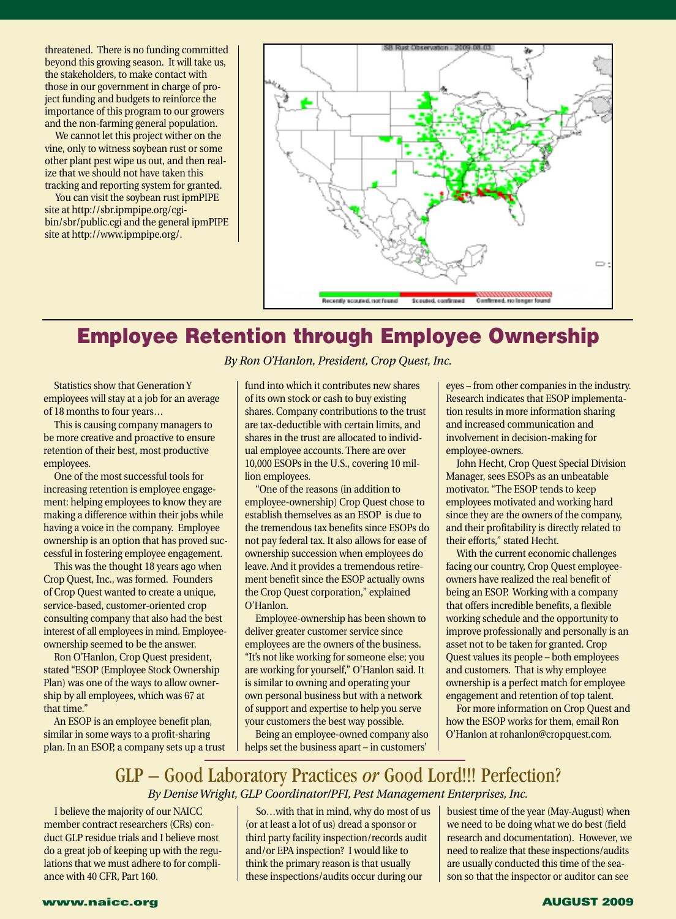threatened. There is no funding committed beyond this growing season. It will take us, the stakeholders, to make contact with those in our government in charge of project funding and budgets to reinforce the importance of this program to our growers and the non-farming general population.

We cannot let this project wither on the vine, only to witness soybean rust or some other plant pest wipe us out, and then realize that we should not have taken this tracking and reporting system for granted.

You can visit the soybean rust ipmPIPE site at http://sbr.ipmpipe.org/cgi-bin/sbr/public.cgi and the general ipmPIPE site at http://www.ipmpipe.org/.

## Employee Retention through Employee Ownership

*By Ron O'Hanlon, President, Crop Quest, Inc.*

Statistics show that Generation Y employees will stay at a job for an average of 18 months to four years…

This is causing company managers to be more creative and proactive to ensure retention of their best, most productive employees.

One of the most successful tools for increasing retention is employee engagement: helping employees to know they are making a difference within their jobs while having a voice in the company. Employee ownership is an option that has proved successful in fostering employee engagement.

This was the thought 18 years ago when Crop Quest, Inc., was formed. Founders of Crop Quest wanted to create a unique, service-based, customer-oriented crop consulting company that also had the best interest of all employees in mind. Employee-ownership seemed to be the answer.

Ron O'Hanlon, Crop Quest president, stated "ESOP (Employee Stock Ownership Plan) was one of the ways to allow ownership by all employees, which was 67 at that time."

An ESOP is an employee benefit plan, similar in some ways to a profit-sharing plan. In an ESOP, a company sets up a trust fund into which it contributes new shares of its own stock or cash to buy existing shares. Company contributions to the trust are tax-deductible with certain limits, and shares in the trust are allocated to individual employee accounts. There are over 10,000 ESOPs in the U.S., covering 10 million employees.

"One of the reasons (in addition to employee-ownership) Crop Quest chose to establish themselves as an ESOP is due to the tremendous tax benefits since ESOPs do not pay federal tax. It also allows for ease of ownership succession when employees do leave. And it provides a tremendous retirement benefit since the ESOP actually owns the Crop Quest corporation," explained O'Hanlon.

Employee-ownership has been shown to deliver greater customer service since employees are the owners of the business. "It's not like working for someone else; you are working for yourself," O'Hanlon said. It is similar to owning and operating your own personal business but with a network of support and expertise to help you serve your customers the best way possible.

Being an employee-owned company also helps set the business apart – in customers' eyes – from other companies in the industry. Research indicates that ESOP implementation results in more information sharing and increased communication and involvement in decision-making for employee-owners.

John Hecht, Crop Quest Special Division Manager, sees ESOPs as an unbeatable motivator. "The ESOP tends to keep employees motivated and working hard since they are the owners of the company, and their profitability is directly related to their efforts," stated Hecht.

With the current economic challenges facing our country, Crop Quest employee-owners have realized the real benefit of being an ESOP. Working with a company that offers incredible benefits, a flexible working schedule and the opportunity to improve professionally and personally is an asset not to be taken for granted. Crop Quest values its people – both employees and customers. That is why employee ownership is a perfect match for employee engagement and retention of top talent.

For more information on Crop Quest and how the ESOP works for them, email Ron O'Hanlon at rohanlon@cropquest.com.

## GLP – Good Laboratory Practices *or* Good Lord!!! Perfection?

*By Denise Wright, GLP Coordinator/PFI, Pest Management Enterprises, Inc.*

I believe the majority of our NAICC member contract researchers (CRs) conduct GLP residue trials and I believe most do a great job of keeping up with the regulations that we must adhere to for compliance with 40 CFR, Part 160.

So…with that in mind, why do most of us (or at least a lot of us) dread a sponsor or third party facility inspection/records audit and/or EPA inspection? I would like to think the primary reason is that usually these inspections/audits occur during our busiest time of the year (May-August) when we need to be doing what we do best (field research and documentation). However, we need to realize that these inspections/audits are usually conducted this time of the season so that the inspector or auditor can see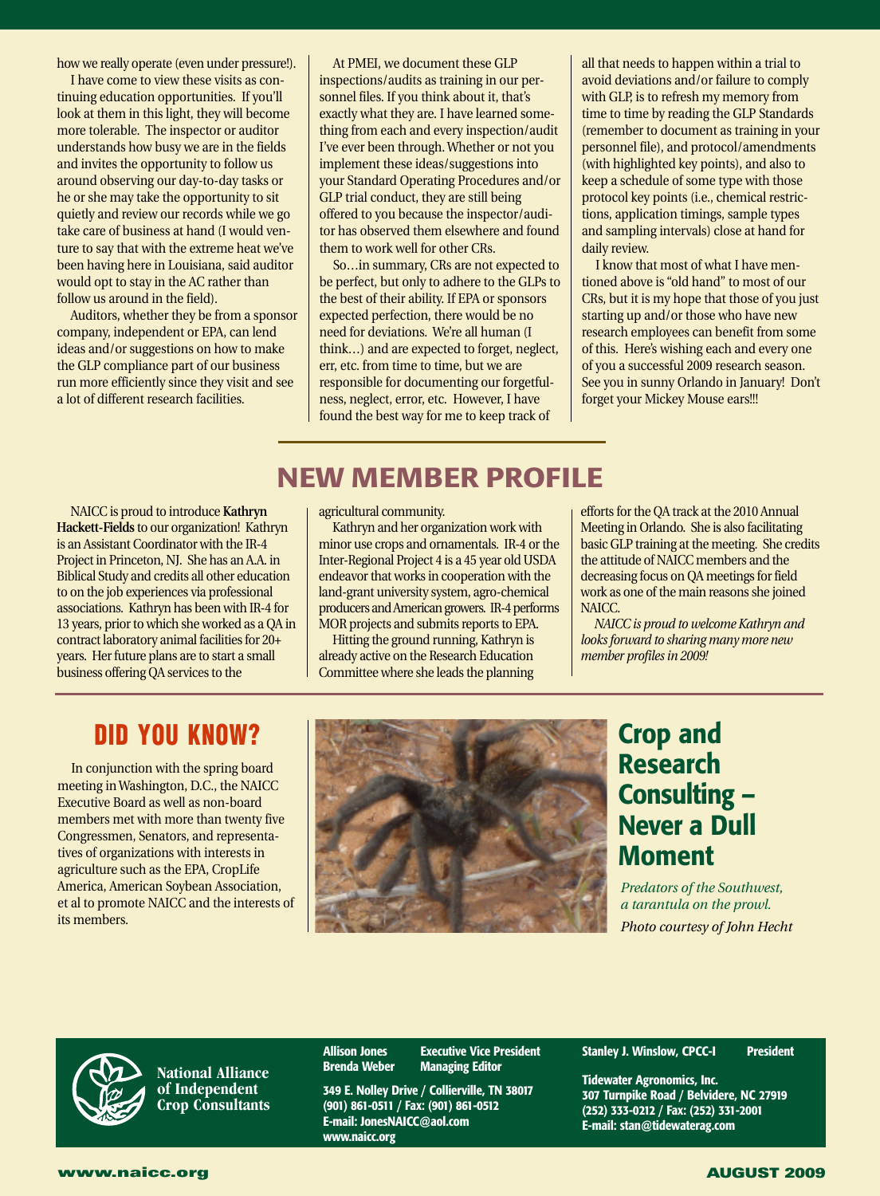how we really operate (even under pressure!).

I have come to view these visits as continuing education opportunities. If you'll look at them in this light, they will become more tolerable. The inspector or auditor understands how busy we are in the fields and invites the opportunity to follow us around observing our day-to-day tasks or he or she may take the opportunity to sit quietly and review our records while we go take care of business at hand (I would venture to say that with the extreme heat we've been having here in Louisiana, said auditor would opt to stay in the AC rather than follow us around in the field).

Auditors, whether they be from a sponsor company, independent or EPA, can lend ideas and/or suggestions on how to make the GLP compliance part of our business run more efficiently since they visit and see a lot of different research facilities.

At PMEI, we document these GLP inspections/audits as training in our personnel files. If you think about it, that's exactly what they are. I have learned something from each and every inspection/audit I've ever been through. Whether or not you implement these ideas/suggestions into your Standard Operating Procedures and/or GLP trial conduct, they are still being offered to you because the inspector/auditor has observed them elsewhere and found them to work well for other CRs.

So…in summary, CRs are not expected to be perfect, but only to adhere to the GLPs to the best of their ability. If EPA or sponsors expected perfection, there would be no need for deviations. We're all human (I think…) and are expected to forget, neglect, err, etc. from time to time, but we are responsible for documenting our forgetfulness, neglect, error, etc. However, I have found the best way for me to keep track of all that needs to happen within a trial to avoid deviations and/or failure to comply with GLP, is to refresh my memory from time to time by reading the GLP Standards (remember to document as training in your personnel file), and protocol/amendments (with highlighted key points), and also to keep a schedule of some type with those protocol key points (i.e., chemical restrictions, application timings, sample types and sampling intervals) close at hand for daily review.

I know that most of what I have mentioned above is "old hand" to most of our CRs, but it is my hope that those of you just starting up and/or those who have new research employees can benefit from some of this. Here's wishing each and every one of you a successful 2009 research season. See you in sunny Orlando in January! Don't forget your Mickey Mouse ears!!!

## NEW MEMBER PROFILE

NAICC is proud to introduce **Kathryn Hackett-Fields** to our organization! Kathryn is an Assistant Coordinator with the IR-4 Project in Princeton, NJ. She has an A.A. in Biblical Study and credits all other education to on the job experiences via professional associations. Kathryn has been with IR-4 for 13 years, prior to which she worked as a QA in contract laboratory animal facilities for 20+ years. Her future plans are to start a small business offering QA services to the agricultural community.

Kathryn and her organization work with minor use crops and ornamentals. IR-4 or the Inter-Regional Project 4 is a 45 year old USDA endeavor that works in cooperation with the land-grant university system, agro-chemical producers and American growers. IR-4 performs MOR projects and submits reports to EPA.

Hitting the ground running, Kathryn is already active on the Research Education Committee where she leads the planning efforts for the QA track at the 2010 Annual Meeting in Orlando. She is also facilitating basic GLP training at the meeting. She credits the attitude of NAICC members and the decreasing focus on QA meetings for field work as one of the main reasons she joined NAICC.

*NAICC is proud to welcome Kathryn and looks forward to sharing many more new member profiles in 2009!*

## DID YOU KNOW?

In conjunction with the spring board meeting in Washington, D.C., the NAICC Executive Board as well as non-board members met with more than twenty five Congressmen, Senators, and representatives of organizations with interests in agriculture such as the EPA, CropLife America, American Soybean Association, et al to promote NAICC and the interests of its members.

## Crop and Research Consulting – Never a Dull Moment

*Predators of the Southwest, a tarantula on the prowl.*

*Photo courtesy of John Hecht*

**National Alliance of Independent Crop Consultants**

**Allison Jones** — **Executive Vice President**
**Brenda Weber** — **Managing Editor**

349 E. Nolley Drive / Collierville, TN 38017
(901) 861-0511 / Fax: (901) 861-0512
E-mail: JonesNAICC@aol.com
www.naicc.org

**Stanley J. Winslow, CPCC-I** — **President**

Tidewater Agronomics, Inc.
307 Turnpike Road / Belvidere, NC 27919
(252) 333-0212 / Fax: (252) 331-2001
E-mail: stan@tidewaterag.com